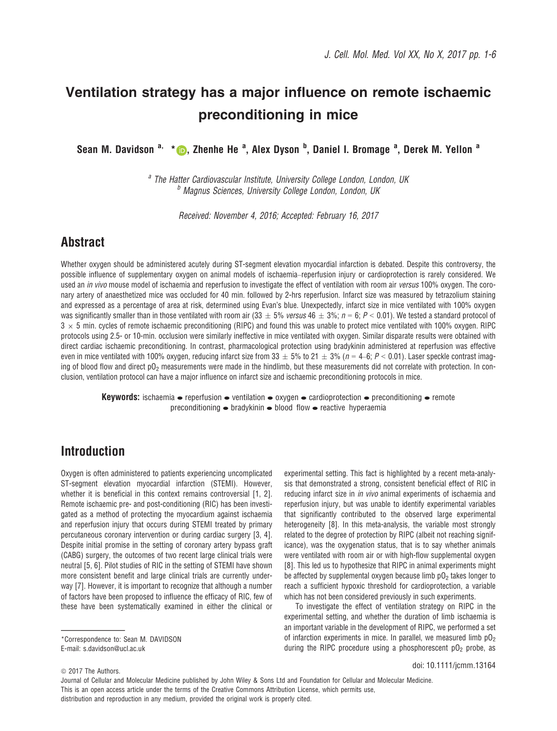# Ventilation strategy has a major influence on remote ischaemic preconditioning in mice

**Sean M. Davidson [a, *], Zhenhe He [a], Alex Dyson [b], Daniel I. Bromage [a], Derek M. Yellon [a]**

[a] The Hatter Cardiovascular Institute, University College London, London, UK
[b] Magnus Sciences, University College London, London, UK

*Received: November 4, 2016; Accepted: February 16, 2017*

## Abstract

Whether oxygen should be administered acutely during ST-segment elevation myocardial infarction is debated. Despite this controversy, the possible influence of supplementary oxygen on animal models of ischaemia–reperfusion injury or cardioprotection is rarely considered. We used an *in vivo* mouse model of ischaemia and reperfusion to investigate the effect of ventilation with room air *versus* 100% oxygen. The coronary artery of anaesthetized mice was occluded for 40 min. followed by 2-hrs reperfusion. Infarct size was measured by tetrazolium staining and expressed as a percentage of area at risk, determined using Evan's blue. Unexpectedly, infarct size in mice ventilated with 100% oxygen was significantly smaller than in those ventilated with room air ($33 \pm 5\%$ *versus* $46 \pm 3\%$; $n = 6$; $P < 0.01$). We tested a standard protocol of $3 \times 5$ min. cycles of remote ischaemic preconditioning (RIPC) and found this was unable to protect mice ventilated with 100% oxygen. RIPC protocols using 2.5- or 10-min. occlusion were similarly ineffective in mice ventilated with oxygen. Similar disparate results were obtained with direct cardiac ischaemic preconditioning. In contrast, pharmacological protection using bradykinin administered at reperfusion was effective even in mice ventilated with 100% oxygen, reducing infarct size from $33 \pm 5\%$ to $21 \pm 3\%$ ($n = 4$–$6$; $P < 0.01$). Laser speckle contrast imaging of blood flow and direct $pO_2$ measurements were made in the hindlimb, but these measurements did not correlate with protection. In conclusion, ventilation protocol can have a major influence on infarct size and ischaemic preconditioning protocols in mice.

**Keywords:** ischaemia • reperfusion • ventilation • oxygen • cardioprotection • preconditioning • remote preconditioning • bradykinin • blood flow • reactive hyperaemia

## Introduction

Oxygen is often administered to patients experiencing uncomplicated ST-segment elevation myocardial infarction (STEMI). However, whether it is beneficial in this context remains controversial [1, 2]. Remote ischaemic pre- and post-conditioning (RIC) has been investigated as a method of protecting the myocardium against ischaemia and reperfusion injury that occurs during STEMI treated by primary percutaneous coronary intervention or during cardiac surgery [3, 4]. Despite initial promise in the setting of coronary artery bypass graft (CABG) surgery, the outcomes of two recent large clinical trials were neutral [5, 6]. Pilot studies of RIC in the setting of STEMI have shown more consistent benefit and large clinical trials are currently underway [7]. However, it is important to recognize that although a number of factors have been proposed to influence the efficacy of RIC, few of these have been systematically examined in either the clinical or experimental setting. This fact is highlighted by a recent meta-analysis that demonstrated a strong, consistent beneficial effect of RIC in reducing infarct size in *in vivo* animal experiments of ischaemia and reperfusion injury, but was unable to identify experimental variables that significantly contributed to the observed large experimental heterogeneity [8]. In this meta-analysis, the variable most strongly related to the degree of protection by RIPC (albeit not reaching significance), was the oxygenation status, that is to say whether animals were ventilated with room air or with high-flow supplemental oxygen [8]. This led us to hypothesize that RIPC in animal experiments might be affected by supplemental oxygen because limb $pO_2$ takes longer to reach a sufficient hypoxic threshold for cardioprotection, a variable which has not been considered previously in such experiments.

To investigate the effect of ventilation strategy on RIPC in the experimental setting, and whether the duration of limb ischaemia is an important variable in the development of RIPC, we performed a set of infarction experiments in mice. In parallel, we measured limb $pO_2$ during the RIPC procedure using a phosphorescent $pO_2$ probe, as

*Correspondence to: Sean M. DAVIDSON
E-mail: s.davidson@ucl.ac.uk

© 2017 The Authors.
Journal of Cellular and Molecular Medicine published by John Wiley & Sons Ltd and Foundation for Cellular and Molecular Medicine.
This is an open access article under the terms of the Creative Commons Attribution License, which permits use, distribution and reproduction in any medium, provided the original work is properly cited.

doi: 10.1111/jcmm.13164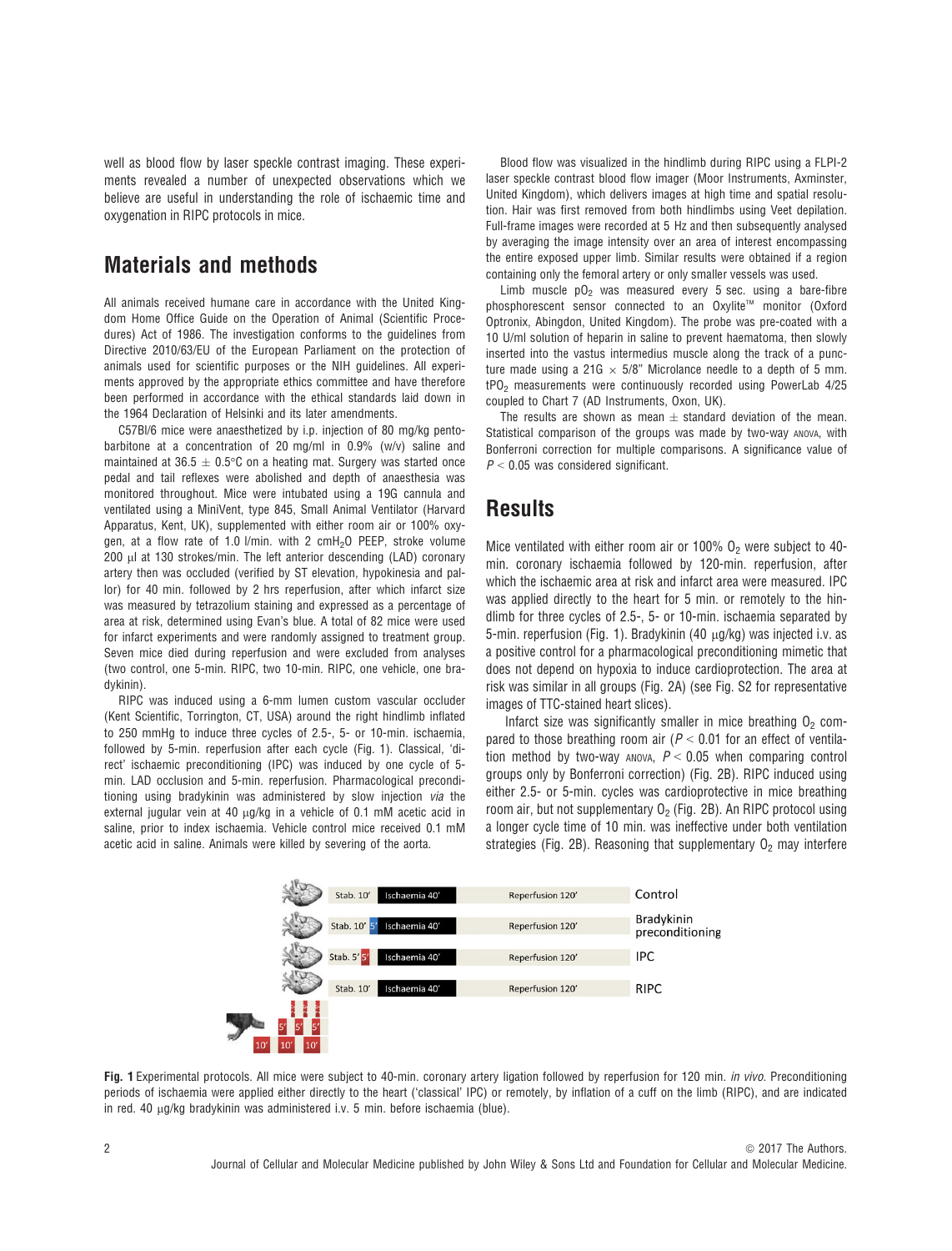well as blood flow by laser speckle contrast imaging. These experiments revealed a number of unexpected observations which we believe are useful in understanding the role of ischaemic time and oxygenation in RIPC protocols in mice.

## Materials and methods

All animals received humane care in accordance with the United Kingdom Home Office Guide on the Operation of Animal (Scientific Procedures) Act of 1986. The investigation conforms to the guidelines from Directive 2010/63/EU of the European Parliament on the protection of animals used for scientific purposes or the NIH guidelines. All experiments approved by the appropriate ethics committee and have therefore been performed in accordance with the ethical standards laid down in the 1964 Declaration of Helsinki and its later amendments.

C57Bl/6 mice were anaesthetized by i.p. injection of 80 mg/kg pentobarbitone at a concentration of 20 mg/ml in 0.9% (w/v) saline and maintained at 36.5 ± 0.5°C on a heating mat. Surgery was started once pedal and tail reflexes were abolished and depth of anaesthesia was monitored throughout. Mice were intubated using a 19G cannula and ventilated using a MiniVent, type 845, Small Animal Ventilator (Harvard Apparatus, Kent, UK), supplemented with either room air or 100% oxygen, at a flow rate of 1.0 l/min. with 2 cm$H_2O$ PEEP, stroke volume 200 μl at 130 strokes/min. The left anterior descending (LAD) coronary artery then was occluded (verified by ST elevation, hypokinesia and pallor) for 40 min. followed by 2 hrs reperfusion, after which infarct size was measured by tetrazolium staining and expressed as a percentage of area at risk, determined using Evan's blue. A total of 82 mice were used for infarct experiments and were randomly assigned to treatment group. Seven mice died during reperfusion and were excluded from analyses (two control, one 5-min. RIPC, two 10-min. RIPC, one vehicle, one bradykinin).

RIPC was induced using a 6-mm lumen custom vascular occluder (Kent Scientific, Torrington, CT, USA) around the right hindlimb inflated to 250 mmHg to induce three cycles of 2.5-, 5- or 10-min. ischaemia, followed by 5-min. reperfusion after each cycle (Fig. 1). Classical, 'direct' ischaemic preconditioning (IPC) was induced by one cycle of 5-min. LAD occlusion and 5-min. reperfusion. Pharmacological preconditioning using bradykinin was administered by slow injection *via* the external jugular vein at 40 μg/kg in a vehicle of 0.1 mM acetic acid in saline, prior to index ischaemia. Vehicle control mice received 0.1 mM acetic acid in saline. Animals were killed by severing of the aorta.

Blood flow was visualized in the hindlimb during RIPC using a FLPI-2 laser speckle contrast blood flow imager (Moor Instruments, Axminster, United Kingdom), which delivers images at high time and spatial resolution. Hair was first removed from both hindlimbs using Veet depilation. Full-frame images were recorded at 5 Hz and then subsequently analysed by averaging the image intensity over an area of interest encompassing the entire exposed upper limb. Similar results were obtained if a region containing only the femoral artery or only smaller vessels was used.

Limb muscle $pO_2$ was measured every 5 sec. using a bare-fibre phosphorescent sensor connected to an Oxylite™ monitor (Oxford Optronix, Abingdon, United Kingdom). The probe was pre-coated with a 10 U/ml solution of heparin in saline to prevent haematoma, then slowly inserted into the vastus intermedius muscle along the track of a puncture made using a 21G × 5/8" Microlance needle to a depth of 5 mm. $tPO_2$ measurements were continuously recorded using PowerLab 4/25 coupled to Chart 7 (AD Instruments, Oxon, UK).

The results are shown as mean ± standard deviation of the mean. Statistical comparison of the groups was made by two-way ANOVA, with Bonferroni correction for multiple comparisons. A significance value of $P < 0.05$ was considered significant.

## Results

Mice ventilated with either room air or 100% $O_2$ were subject to 40-min. coronary ischaemia followed by 120-min. reperfusion, after which the ischaemic area at risk and infarct area were measured. IPC was applied directly to the heart for 5 min. or remotely to the hindlimb for three cycles of 2.5-, 5- or 10-min. ischaemia separated by 5-min. reperfusion (Fig. 1). Bradykinin (40 μg/kg) was injected i.v. as a positive control for a pharmacological preconditioning mimetic that does not depend on hypoxia to induce cardioprotection. The area at risk was similar in all groups (Fig. 2A) (see Fig. S2 for representative images of TTC-stained heart slices).

Infarct size was significantly smaller in mice breathing $O_2$ compared to those breathing room air ($P < 0.01$ for an effect of ventilation method by two-way ANOVA, $P < 0.05$ when comparing control groups only by Bonferroni correction) (Fig. 2B). RIPC induced using either 2.5- or 5-min. cycles was cardioprotective in mice breathing room air, but not supplementary $O_2$ (Fig. 2B). An RIPC protocol using a longer cycle time of 10 min. was ineffective under both ventilation strategies (Fig. 2B). Reasoning that supplementary $O_2$ may interfere

| | | | | |
|---|---|---|---|---|
| Stab. 10′ | | Ischaemia 40′ | Reperfusion 120′ | Control |
| Stab. 10′ | 5′ | Ischaemia 40′ | Reperfusion 120′ | Bradykinin preconditioning |
| Stab. 5′ | 5′ | Ischaemia 40′ | Reperfusion 120′ | IPC |
| Stab. 10′ | | Ischaemia 40′ | Reperfusion 120′ | RIPC |

**Fig. 1** Experimental protocols. All mice were subject to 40-min. coronary artery ligation followed by reperfusion for 120 min. *in vivo*. Preconditioning periods of ischaemia were applied either directly to the heart ('classical' IPC) or remotely, by inflation of a cuff on the limb (RIPC), and are indicated in red. 40 μg/kg bradykinin was administered i.v. 5 min. before ischaemia (blue).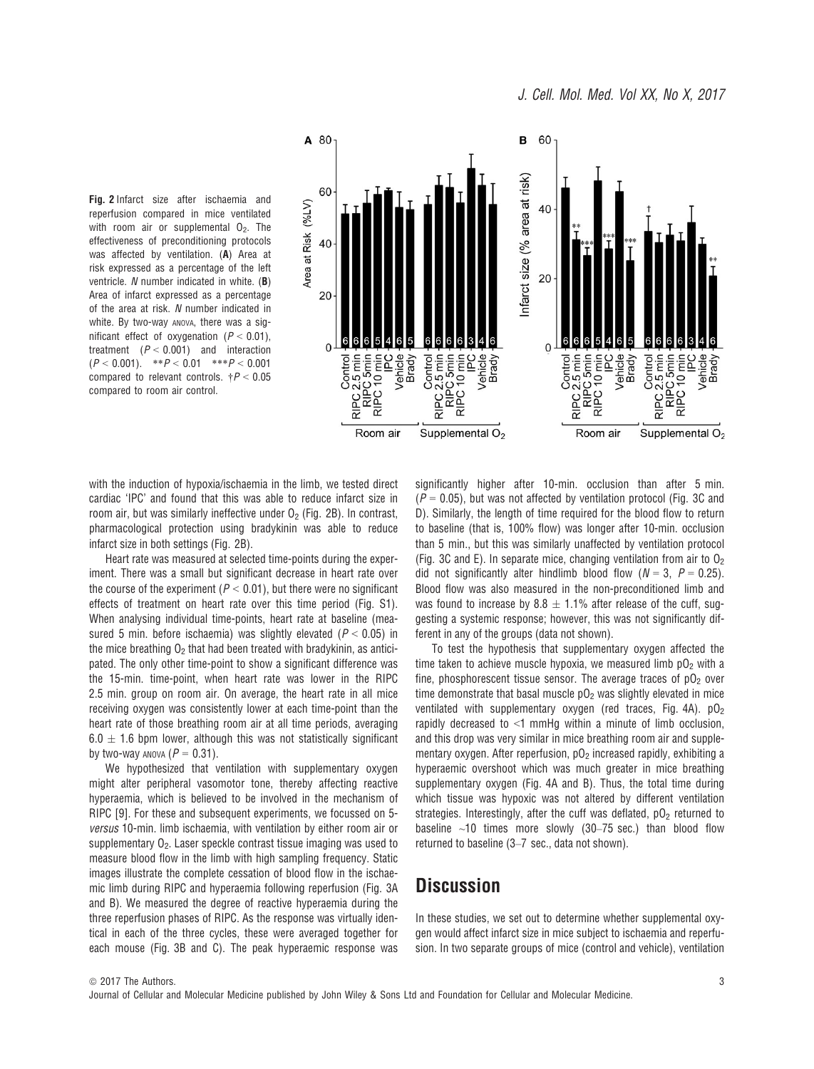**Fig. 2** Infarct size after ischaemia and reperfusion compared in mice ventilated with room air or supplemental $O_2$. The effectiveness of preconditioning protocols was affected by ventilation. (**A**) Area at risk expressed as a percentage of the left ventricle. *N* number indicated in white. (**B**) Area of infarct expressed as a percentage of the area at risk. *N* number indicated in white. By two-way ANOVA, there was a significant effect of oxygenation ($P < 0.01$), treatment ($P < 0.001$) and interaction ($P < 0.001$). $^{**}P < 0.01$ $^{***}P < 0.001$ compared to relevant controls. $^{\dagger}P < 0.05$ compared to room air control.

with the induction of hypoxia/ischaemia in the limb, we tested direct cardiac 'IPC' and found that this was able to reduce infarct size in room air, but was similarly ineffective under $O_2$ (Fig. 2B). In contrast, pharmacological protection using bradykinin was able to reduce infarct size in both settings (Fig. 2B).

Heart rate was measured at selected time-points during the experiment. There was a small but significant decrease in heart rate over the course of the experiment ($P < 0.01$), but there were no significant effects of treatment on heart rate over this time period (Fig. S1). When analysing individual time-points, heart rate at baseline (measured 5 min. before ischaemia) was slightly elevated ($P < 0.05$) in the mice breathing $O_2$ that had been treated with bradykinin, as anticipated. The only other time-point to show a significant difference was the 15-min. time-point, when heart rate was lower in the RIPC 2.5 min. group on room air. On average, the heart rate in all mice receiving oxygen was consistently lower at each time-point than the heart rate of those breathing room air at all time periods, averaging $6.0 \pm 1.6$ bpm lower, although this was not statistically significant by two-way ANOVA ($P = 0.31$).

We hypothesized that ventilation with supplementary oxygen might alter peripheral vasomotor tone, thereby affecting reactive hyperaemia, which is believed to be involved in the mechanism of RIPC [9]. For these and subsequent experiments, we focussed on 5- *versus* 10-min. limb ischaemia, with ventilation by either room air or supplementary $O_2$. Laser speckle contrast tissue imaging was used to measure blood flow in the limb with high sampling frequency. Static images illustrate the complete cessation of blood flow in the ischaemic limb during RIPC and hyperaemia following reperfusion (Fig. 3A and B). We measured the degree of reactive hyperaemia during the three reperfusion phases of RIPC. As the response was virtually identical in each of the three cycles, these were averaged together for each mouse (Fig. 3B and C). The peak hyperaemic response was significantly higher after 10-min. occlusion than after 5 min. ($P = 0.05$), but was not affected by ventilation protocol (Fig. 3C and D). Similarly, the length of time required for the blood flow to return to baseline (that is, 100% flow) was longer after 10-min. occlusion than 5 min., but this was similarly unaffected by ventilation protocol (Fig. 3C and E). In separate mice, changing ventilation from air to $O_2$ did not significantly alter hindlimb blood flow ($N = 3$, $P = 0.25$). Blood flow was also measured in the non-preconditioned limb and was found to increase by $8.8 \pm 1.1\%$ after release of the cuff, suggesting a systemic response; however, this was not significantly different in any of the groups (data not shown).

To test the hypothesis that supplementary oxygen affected the time taken to achieve muscle hypoxia, we measured limb $pO_2$ with a fine, phosphorescent tissue sensor. The average traces of $pO_2$ over time demonstrate that basal muscle $pO_2$ was slightly elevated in mice ventilated with supplementary oxygen (red traces, Fig. 4A). $pO_2$ rapidly decreased to <1 mmHg within a minute of limb occlusion, and this drop was very similar in mice breathing room air and supplementary oxygen. After reperfusion, $pO_2$ increased rapidly, exhibiting a hyperaemic overshoot which was much greater in mice breathing supplementary oxygen (Fig. 4A and B). Thus, the total time during which tissue was hypoxic was not altered by different ventilation strategies. Interestingly, after the cuff was deflated, $pO_2$ returned to baseline ~10 times more slowly (30–75 sec.) than blood flow returned to baseline (3–7 sec., data not shown).

## Discussion

In these studies, we set out to determine whether supplemental oxygen would affect infarct size in mice subject to ischaemia and reperfusion. In two separate groups of mice (control and vehicle), ventilation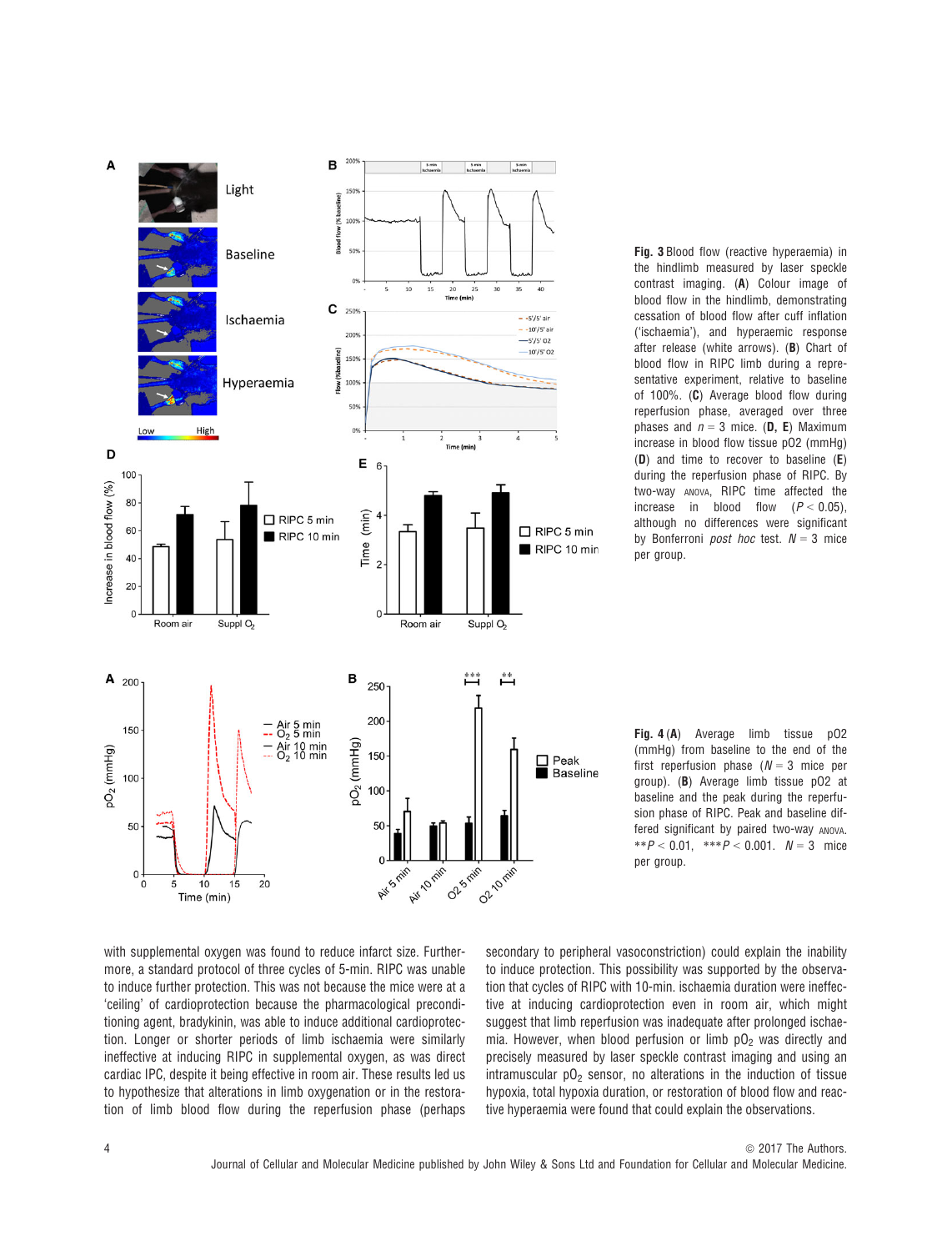**Fig. 3** Blood flow (reactive hyperaemia) in the hindlimb measured by laser speckle contrast imaging. (**A**) Colour image of blood flow in the hindlimb, demonstrating cessation of blood flow after cuff inflation ('ischaemia'), and hyperaemic response after release (white arrows). (**B**) Chart of blood flow in RIPC limb during a representative experiment, relative to baseline of 100%. (**C**) Average blood flow during reperfusion phase, averaged over three phases and $n = 3$ mice. (**D**, **E**) Maximum increase in blood flow tissue pO2 (mmHg) (**D**) and time to recover to baseline (**E**) during the reperfusion phase of RIPC. By two-way ANOVA, RIPC time affected the increase in blood flow ($P < 0.05$), although no differences were significant by Bonferroni *post hoc* test. $N = 3$ mice per group.

**Fig. 4** (**A**) Average limb tissue pO2 (mmHg) from baseline to the end of the first reperfusion phase ($N = 3$ mice per group). (**B**) Average limb tissue pO2 at baseline and the peak during the reperfusion phase of RIPC. Peak and baseline differed significant by paired two-way ANOVA. $**P < 0.01$, $***P < 0.001$. $N = 3$ mice per group.

with supplemental oxygen was found to reduce infarct size. Furthermore, a standard protocol of three cycles of 5-min. RIPC was unable to induce further protection. This was not because the mice were at a 'ceiling' of cardioprotection because the pharmacological preconditioning agent, bradykinin, was able to induce additional cardioprotection. Longer or shorter periods of limb ischaemia were similarly ineffective at inducing RIPC in supplemental oxygen, as was direct cardiac IPC, despite it being effective in room air. These results led us to hypothesize that alterations in limb oxygenation or in the restoration of limb blood flow during the reperfusion phase (perhaps secondary to peripheral vasoconstriction) could explain the inability to induce protection. This possibility was supported by the observation that cycles of RIPC with 10-min. ischaemia duration were ineffective at inducing cardioprotection even in room air, which might suggest that limb reperfusion was inadequate after prolonged ischaemia. However, when blood perfusion or limb $pO_2$ was directly and precisely measured by laser speckle contrast imaging and using an intramuscular $pO_2$ sensor, no alterations in the induction of tissue hypoxia, total hypoxia duration, or restoration of blood flow and reactive hyperaemia were found that could explain the observations.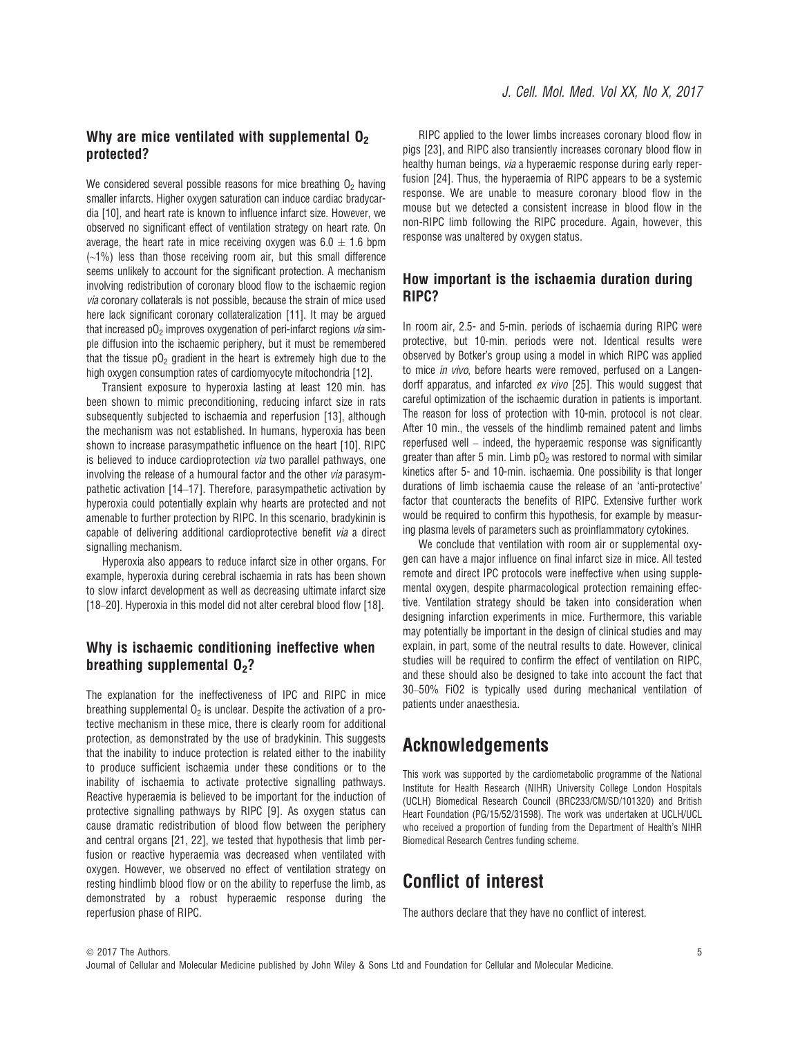## Why are mice ventilated with supplemental $O_2$ protected?

We considered several possible reasons for mice breathing $O_2$ having smaller infarcts. Higher oxygen saturation can induce cardiac bradycardia [10], and heart rate is known to influence infarct size. However, we observed no significant effect of ventilation strategy on heart rate. On average, the heart rate in mice receiving oxygen was $6.0 \pm 1.6$ bpm (~1%) less than those receiving room air, but this small difference seems unlikely to account for the significant protection. A mechanism involving redistribution of coronary blood flow to the ischaemic region *via* coronary collaterals is not possible, because the strain of mice used here lack significant coronary collateralization [11]. It may be argued that increased $pO_2$ improves oxygenation of peri-infarct regions *via* simple diffusion into the ischaemic periphery, but it must be remembered that the tissue $pO_2$ gradient in the heart is extremely high due to the high oxygen consumption rates of cardiomyocyte mitochondria [12].

Transient exposure to hyperoxia lasting at least 120 min. has been shown to mimic preconditioning, reducing infarct size in rats subsequently subjected to ischaemia and reperfusion [13], although the mechanism was not established. In humans, hyperoxia has been shown to increase parasympathetic influence on the heart [10]. RIPC is believed to induce cardioprotection *via* two parallel pathways, one involving the release of a humoural factor and the other *via* parasympathetic activation [14–17]. Therefore, parasympathetic activation by hyperoxia could potentially explain why hearts are protected and not amenable to further protection by RIPC. In this scenario, bradykinin is capable of delivering additional cardioprotective benefit *via* a direct signalling mechanism.

Hyperoxia also appears to reduce infarct size in other organs. For example, hyperoxia during cerebral ischaemia in rats has been shown to slow infarct development as well as decreasing ultimate infarct size [18–20]. Hyperoxia in this model did not alter cerebral blood flow [18].

## Why is ischaemic conditioning ineffective when breathing supplemental $O_2$?

The explanation for the ineffectiveness of IPC and RIPC in mice breathing supplemental $O_2$ is unclear. Despite the activation of a protective mechanism in these mice, there is clearly room for additional protection, as demonstrated by the use of bradykinin. This suggests that the inability to induce protection is related either to the inability to produce sufficient ischaemia under these conditions or to the inability of ischaemia to activate protective signalling pathways. Reactive hyperaemia is believed to be important for the induction of protective signalling pathways by RIPC [9]. As oxygen status can cause dramatic redistribution of blood flow between the periphery and central organs [21, 22], we tested that hypothesis that limb perfusion or reactive hyperaemia was decreased when ventilated with oxygen. However, we observed no effect of ventilation strategy on resting hindlimb blood flow or on the ability to reperfuse the limb, as demonstrated by a robust hyperaemic response during the reperfusion phase of RIPC.

RIPC applied to the lower limbs increases coronary blood flow in pigs [23], and RIPC also transiently increases coronary blood flow in healthy human beings, *via* a hyperaemic response during early reperfusion [24]. Thus, the hyperaemia of RIPC appears to be a systemic response. We are unable to measure coronary blood flow in the mouse but we detected a consistent increase in blood flow in the non-RIPC limb following the RIPC procedure. Again, however, this response was unaltered by oxygen status.

## How important is the ischaemia duration during RIPC?

In room air, 2.5- and 5-min. periods of ischaemia during RIPC were protective, but 10-min. periods were not. Identical results were observed by Botker's group using a model in which RIPC was applied to mice *in vivo*, before hearts were removed, perfused on a Langendorff apparatus, and infarcted *ex vivo* [25]. This would suggest that careful optimization of the ischaemic duration in patients is important. The reason for loss of protection with 10-min. protocol is not clear. After 10 min., the vessels of the hindlimb remained patent and limbs reperfused well – indeed, the hyperaemic response was significantly greater than after 5 min. Limb $pO_2$ was restored to normal with similar kinetics after 5- and 10-min. ischaemia. One possibility is that longer durations of limb ischaemia cause the release of an 'anti-protective' factor that counteracts the benefits of RIPC. Extensive further work would be required to confirm this hypothesis, for example by measuring plasma levels of parameters such as proinflammatory cytokines.

We conclude that ventilation with room air or supplemental oxygen can have a major influence on final infarct size in mice. All tested remote and direct IPC protocols were ineffective when using supplemental oxygen, despite pharmacological protection remaining effective. Ventilation strategy should be taken into consideration when designing infarction experiments in mice. Furthermore, this variable may potentially be important in the design of clinical studies and may explain, in part, some of the neutral results to date. However, clinical studies will be required to confirm the effect of ventilation on RIPC, and these should also be designed to take into account the fact that 30–50% FiO2 is typically used during mechanical ventilation of patients under anaesthesia.

# Acknowledgements

This work was supported by the cardiometabolic programme of the National Institute for Health Research (NIHR) University College London Hospitals (UCLH) Biomedical Research Council (BRC233/CM/SD/101320) and British Heart Foundation (PG/15/52/31598). The work was undertaken at UCLH/UCL who received a proportion of funding from the Department of Health's NIHR Biomedical Research Centres funding scheme.

# Conflict of interest

The authors declare that they have no conflict of interest.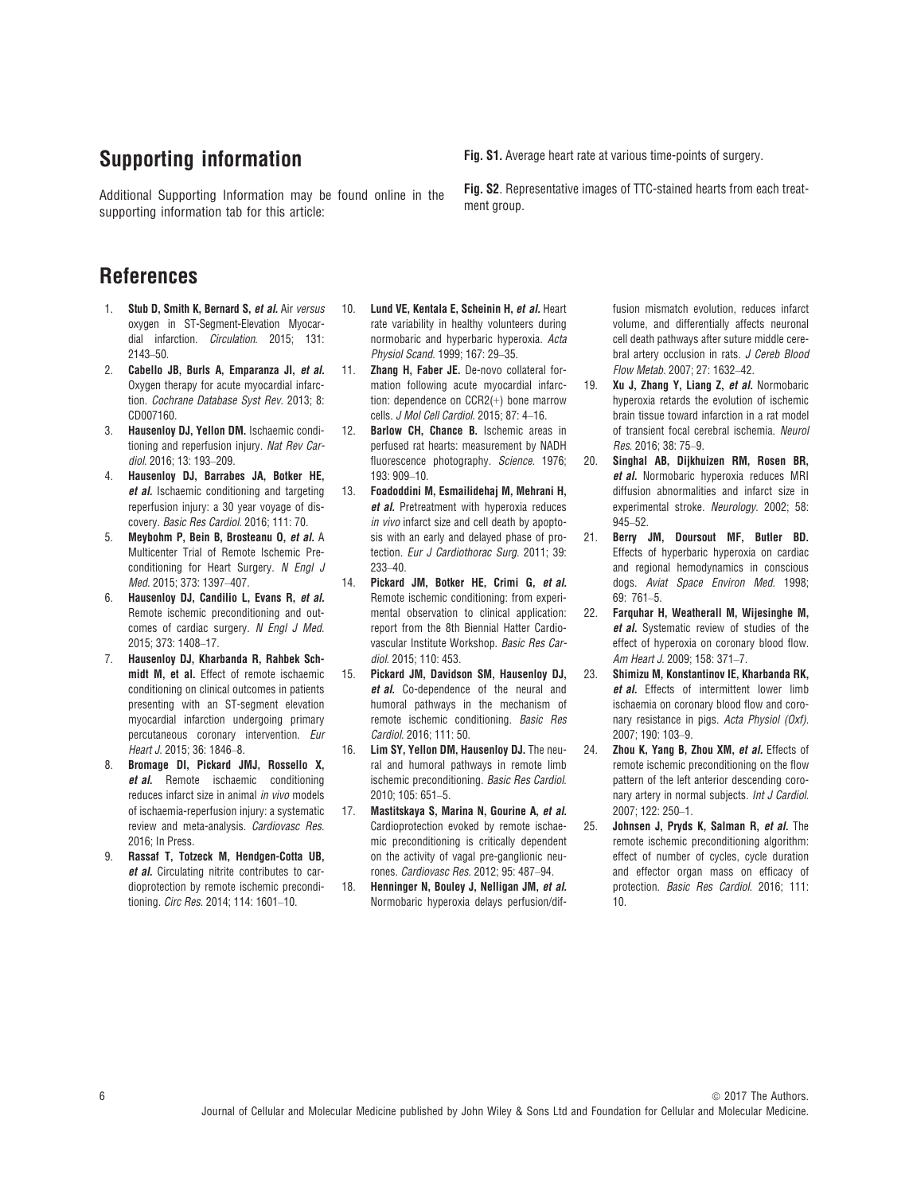## Supporting information

Additional Supporting Information may be found online in the supporting information tab for this article:

**Fig. S1.** Average heart rate at various time-points of surgery.

**Fig. S2**. Representative images of TTC-stained hearts from each treatment group.

## References

1. **Stub D, Smith K, Bernard S, *et al.*** Air *versus* oxygen in ST-Segment-Elevation Myocardial infarction. *Circulation.* 2015; 131: 2143–50.
2. **Cabello JB, Burls A, Emparanza JI, *et al.*** Oxygen therapy for acute myocardial infarction. *Cochrane Database Syst Rev.* 2013; 8: CD007160.
3. **Hausenloy DJ, Yellon DM.** Ischaemic conditioning and reperfusion injury. *Nat Rev Cardiol.* 2016; 13: 193–209.
4. **Hausenloy DJ, Barrabes JA, Botker HE, *et al.*** Ischaemic conditioning and targeting reperfusion injury: a 30 year voyage of discovery. *Basic Res Cardiol.* 2016; 111: 70.
5. **Meybohm P, Bein B, Brosteanu O, *et al.*** A Multicenter Trial of Remote Ischemic Preconditioning for Heart Surgery. *N Engl J Med.* 2015; 373: 1397–407.
6. **Hausenloy DJ, Candilio L, Evans R, *et al.*** Remote ischemic preconditioning and outcomes of cardiac surgery. *N Engl J Med.* 2015; 373: 1408–17.
7. **Hausenloy DJ, Kharbanda R, Rahbek Schmidt M, et al.** Effect of remote ischaemic conditioning on clinical outcomes in patients presenting with an ST-segment elevation myocardial infarction undergoing primary percutaneous coronary intervention. *Eur Heart J.* 2015; 36: 1846–8.
8. **Bromage DI, Pickard JMJ, Rossello X, *et al.*** Remote ischaemic conditioning reduces infarct size in animal *in vivo* models of ischaemia-reperfusion injury: a systematic review and meta-analysis. *Cardiovasc Res.* 2016; In Press.
9. **Rassaf T, Totzeck M, Hendgen-Cotta UB, *et al.*** Circulating nitrite contributes to cardioprotection by remote ischemic preconditioning. *Circ Res.* 2014; 114: 1601–10.
10. **Lund VE, Kentala E, Scheinin H, *et al.*** Heart rate variability in healthy volunteers during normobaric and hyperbaric hyperoxia. *Acta Physiol Scand.* 1999; 167: 29–35.
11. **Zhang H, Faber JE.** De-novo collateral formation following acute myocardial infarction: dependence on CCR2(+) bone marrow cells. *J Mol Cell Cardiol.* 2015; 87: 4–16.
12. **Barlow CH, Chance B.** Ischemic areas in perfused rat hearts: measurement by NADH fluorescence photography. *Science.* 1976; 193: 909–10.
13. **Foadoddini M, Esmailidehaj M, Mehrani H, *et al.*** Pretreatment with hyperoxia reduces *in vivo* infarct size and cell death by apoptosis with an early and delayed phase of protection. *Eur J Cardiothorac Surg.* 2011; 39: 233–40.
14. **Pickard JM, Botker HE, Crimi G, *et al.*** Remote ischemic conditioning: from experimental observation to clinical application: report from the 8th Biennial Hatter Cardiovascular Institute Workshop. *Basic Res Cardiol.* 2015; 110: 453.
15. **Pickard JM, Davidson SM, Hausenloy DJ, *et al.*** Co-dependence of the neural and humoral pathways in the mechanism of remote ischemic conditioning. *Basic Res Cardiol.* 2016; 111: 50.
16. **Lim SY, Yellon DM, Hausenloy DJ.** The neural and humoral pathways in remote limb ischemic preconditioning. *Basic Res Cardiol.* 2010; 105: 651–5.
17. **Mastitskaya S, Marina N, Gourine A, *et al.*** Cardioprotection evoked by remote ischaemic preconditioning is critically dependent on the activity of vagal pre-ganglionic neurones. *Cardiovasc Res.* 2012; 95: 487–94.
18. **Henninger N, Bouley J, Nelligan JM, *et al.*** Normobaric hyperoxia delays perfusion/diffusion mismatch evolution, reduces infarct volume, and differentially affects neuronal cell death pathways after suture middle cerebral artery occlusion in rats. *J Cereb Blood Flow Metab.* 2007; 27: 1632–42.
19. **Xu J, Zhang Y, Liang Z, *et al.*** Normobaric hyperoxia retards the evolution of ischemic brain tissue toward infarction in a rat model of transient focal cerebral ischemia. *Neurol Res.* 2016; 38: 75–9.
20. **Singhal AB, Dijkhuizen RM, Rosen BR, *et al.*** Normobaric hyperoxia reduces MRI diffusion abnormalities and infarct size in experimental stroke. *Neurology.* 2002; 58: 945–52.
21. **Berry JM, Doursout MF, Butler BD.** Effects of hyperbaric hyperoxia on cardiac and regional hemodynamics in conscious dogs. *Aviat Space Environ Med.* 1998; 69: 761–5.
22. **Farquhar H, Weatherall M, Wijesinghe M, *et al.*** Systematic review of studies of the effect of hyperoxia on coronary blood flow. *Am Heart J.* 2009; 158: 371–7.
23. **Shimizu M, Konstantinov IE, Kharbanda RK, *et al.*** Effects of intermittent lower limb ischaemia on coronary blood flow and coronary resistance in pigs. *Acta Physiol (Oxf).* 2007; 190: 103–9.
24. **Zhou K, Yang B, Zhou XM, *et al.*** Effects of remote ischemic preconditioning on the flow pattern of the left anterior descending coronary artery in normal subjects. *Int J Cardiol.* 2007; 122: 250–1.
25. **Johnsen J, Pryds K, Salman R, *et al.*** The remote ischemic preconditioning algorithm: effect of number of cycles, cycle duration and effector organ mass on efficacy of protection. *Basic Res Cardiol.* 2016; 111: 10.